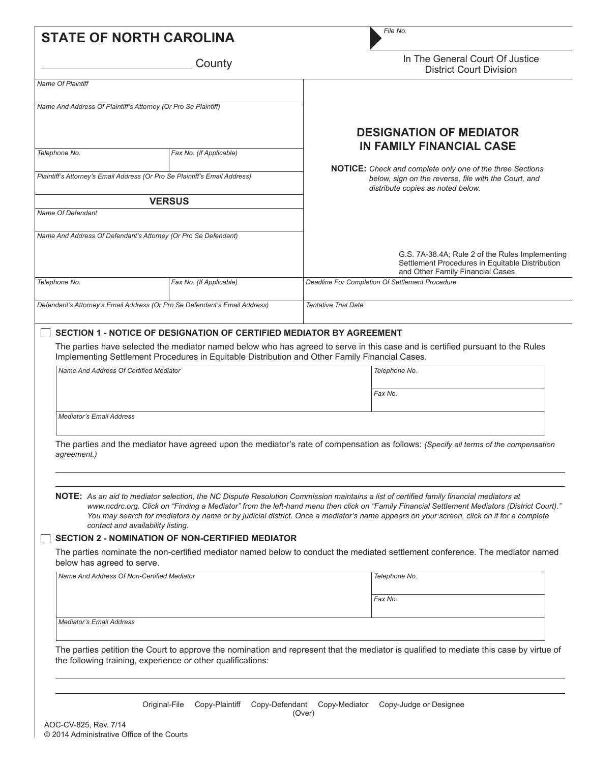# STATE OF NORTH CAROLINA

_________________________ County

File No.

In The General Court Of Justice
District Court Division

| | |
|---|---|
| *Name Of Plaintiff* | |
| *Name And Address Of Plaintiff's Attorney (Or Pro Se Plaintiff)* | |
| *Telephone No.* | *Fax No. (If Applicable)* |
| *Plaintiff's Attorney's Email Address (Or Pro Se Plaintiff's Email Address)* | |

**VERSUS**

| | |
|---|---|
| *Name Of Defendant* | |
| *Name And Address Of Defendant's Attorney (Or Pro Se Defendant)* | |
| *Telephone No.* | *Fax No. (If Applicable)* |
| *Defendant's Attorney's Email Address (Or Pro Se Defendant's Email Address)* | |

## DESIGNATION OF MEDIATOR IN FAMILY FINANCIAL CASE

**NOTICE:** *Check and complete only one of the three Sections below, sign on the reverse, file with the Court, and distribute copies as noted below.*

G.S. 7A-38.4A; Rule 2 of the Rules Implementing Settlement Procedures in Equitable Distribution and Other Family Financial Cases.

*Deadline For Completion Of Settlement Procedure*

*Tentative Trial Date*

☐ **SECTION 1 - NOTICE OF DESIGNATION OF CERTIFIED MEDIATOR BY AGREEMENT**

The parties have selected the mediator named below who has agreed to serve in this case and is certified pursuant to the Rules Implementing Settlement Procedures in Equitable Distribution and Other Family Financial Cases.

| | |
|---|---|
| *Name And Address Of Certified Mediator* | *Telephone No.* |
| | *Fax No.* |
| *Mediator's Email Address* | |

The parties and the mediator have agreed upon the mediator's rate of compensation as follows: *(Specify all terms of the compensation agreement.)*

**NOTE:** *As an aid to mediator selection, the NC Dispute Resolution Commission maintains a list of certified family financial mediators at www.ncdrc.org. Click on "Finding a Mediator" from the left-hand menu then click on "Family Financial Settlement Mediators (District Court)." You may search for mediators by name or by judicial district. Once a mediator's name appears on your screen, click on it for a complete contact and availability listing.*

☐ **SECTION 2 - NOMINATION OF NON-CERTIFIED MEDIATOR**

The parties nominate the non-certified mediator named below to conduct the mediated settlement conference. The mediator named below has agreed to serve.

| | |
|---|---|
| *Name And Address Of Non-Certified Mediator* | *Telephone No.* |
| | *Fax No.* |
| *Mediator's Email Address* | |

The parties petition the Court to approve the nomination and represent that the mediator is qualified to mediate this case by virtue of the following training, experience or other qualifications:

Original-File Copy-Plaintiff Copy-Defendant Copy-Mediator Copy-Judge or Designee

(Over)

AOC-CV-825, Rev. 7/14
© 2014 Administrative Office of the Courts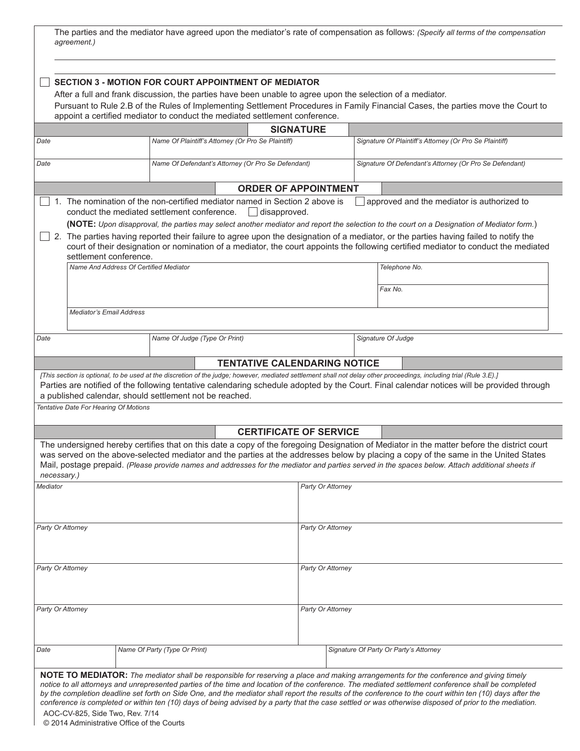The parties and the mediator have agreed upon the mediator's rate of compensation as follows: *(Specify all terms of the compensation agreement.)*

☐ **SECTION 3 - MOTION FOR COURT APPOINTMENT OF MEDIATOR**

After a full and frank discussion, the parties have been unable to agree upon the selection of a mediator.

Pursuant to Rule 2.B of the Rules of Implementing Settlement Procedures in Family Financial Cases, the parties move the Court to appoint a certified mediator to conduct the mediated settlement conference.

## SIGNATURE

| | | |
|---|---|---|
| *Date* | *Name Of Plaintiff's Attorney (Or Pro Se Plaintiff)* | *Signature Of Plaintiff's Attorney (Or Pro Se Plaintiff)* |
| *Date* | *Name Of Defendant's Attorney (Or Pro Se Defendant)* | *Signature Of Defendant's Attorney (Or Pro Se Defendant)* |

## ORDER OF APPOINTMENT

☐ 1. The nomination of the non-certified mediator named in Section 2 above is ☐ approved and the mediator is authorized to conduct the mediated settlement conference. ☐ disapproved.

**(NOTE:** *Upon disapproval, the parties may select another mediator and report the selection to the court on a Designation of Mediator form.*)

☐ 2. The parties having reported their failure to agree upon the designation of a mediator, or the parties having failed to notify the court of their designation or nomination of a mediator, the court appoints the following certified mediator to conduct the mediated settlement conference.

| | |
|---|---|
| *Name And Address Of Certified Mediator* | *Telephone No.* |
| | *Fax No.* |
| *Mediator's Email Address* | |

| | | |
|---|---|---|
| *Date* | *Name Of Judge (Type Or Print)* | *Signature Of Judge* |

## TENTATIVE CALENDARING NOTICE

*[This section is optional, to be used at the discretion of the judge; however, mediated settlement shall not delay other proceedings, including trial (Rule 3.E).]*

Parties are notified of the following tentative calendaring schedule adopted by the Court. Final calendar notices will be provided through a published calendar, should settlement not be reached.

*Tentative Date For Hearing Of Motions*

## CERTIFICATE OF SERVICE

The undersigned hereby certifies that on this date a copy of the foregoing Designation of Mediator in the matter before the district court was served on the above-selected mediator and the parties at the addresses below by placing a copy of the same in the United States Mail, postage prepaid. *(Please provide names and addresses for the mediator and parties served in the spaces below. Attach additional sheets if necessary.)*

| | |
|---|---|
| *Mediator* | *Party Or Attorney* |
| *Party Or Attorney* | *Party Or Attorney* |
| *Party Or Attorney* | *Party Or Attorney* |
| *Party Or Attorney* | *Party Or Attorney* |

| | | |
|---|---|---|
| *Date* | *Name Of Party (Type Or Print)* | *Signature Of Party Or Party's Attorney* |

**NOTE TO MEDIATOR:** *The mediator shall be responsible for reserving a place and making arrangements for the conference and giving timely notice to all attorneys and unrepresented parties of the time and location of the conference. The mediated settlement conference shall be completed by the completion deadline set forth on Side One, and the mediator shall report the results of the conference to the court within ten (10) days after the conference is completed or within ten (10) days of being advised by a party that the case settled or was otherwise disposed of prior to the mediation.*

AOC-CV-825, Side Two, Rev. 7/14
© 2014 Administrative Office of the Courts